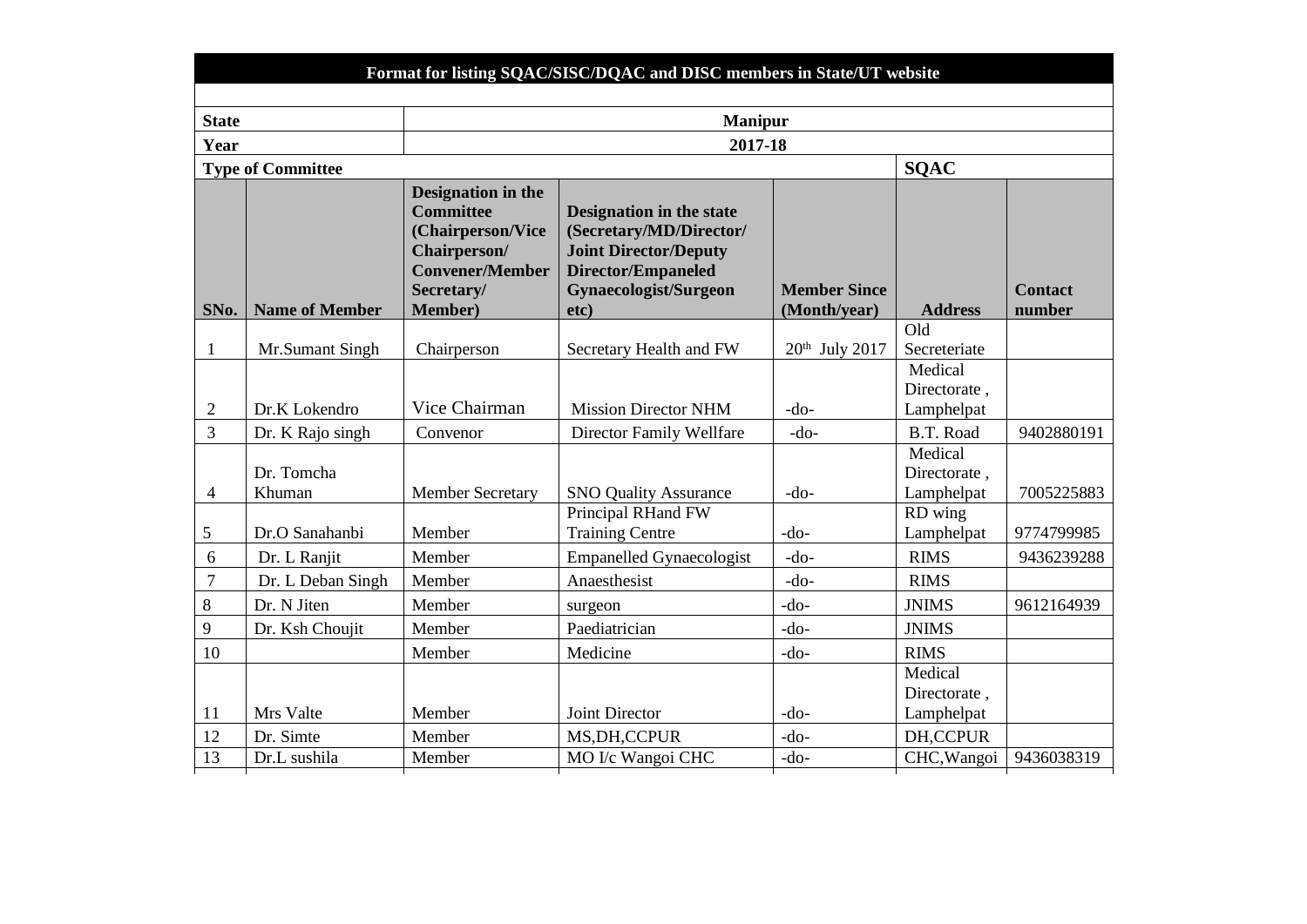**Format for listing SQAC/SISC/DQAC and DISC members in State/UT website**

| **State** | | **Manipur** | | | | |
|---|---|---|---|---|---|---|
| **Year** | | **2017-18** | | | | |
| **Type of Committee** | | | | | **SQAC** | |
| **SNo.** | **Name of Member** | **Designation in the Committee (Chairperson/Vice Chairperson/ Convener/Member Secretary/ Member)** | **Designation in the state (Secretary/MD/Director/ Joint Director/Deputy Director/Empaneled Gynaecologist/Surgeon etc)** | **Member Since (Month/year)** | **Address** | **Contact number** |
| 1 | Mr.Sumant Singh | Chairperson | Secretary Health and FW | 20th July 2017 | Old Secreteriate | |
| 2 | Dr.K Lokendro | Vice Chairman | Mission Director NHM | -do- | Medical Directorate , Lamphelpat | |
| 3 | Dr. K Rajo singh | Convenor | Director Family Wellfare | -do- | B.T. Road | 9402880191 |
| 4 | Dr. Tomcha Khuman | Member Secretary | SNO Quality Assurance | -do- | Medical Directorate , Lamphelpat | 7005225883 |
| 5 | Dr.O Sanahanbi | Member | Principal RHand FW Training Centre | -do- | RD wing Lamphelpat | 9774799985 |
| 6 | Dr. L Ranjit | Member | Empanelled Gynaecologist | -do- | RIMS | 9436239288 |
| 7 | Dr. L Deban Singh | Member | Anaesthesist | -do- | RIMS | |
| 8 | Dr. N Jiten | Member | surgeon | -do- | JNIMS | 9612164939 |
| 9 | Dr. Ksh Choujit | Member | Paediatrician | -do- | JNIMS | |
| 10 | | Member | Medicine | -do- | RIMS | |
| 11 | Mrs Valte | Member | Joint Director | -do- | Medical Directorate , Lamphelpat | |
| 12 | Dr. Simte | Member | MS,DH,CCPUR | -do- | DH,CCPUR | |
| 13 | Dr.L sushila | Member | MO I/c Wangoi CHC | -do- | CHC,Wangoi | 9436038319 |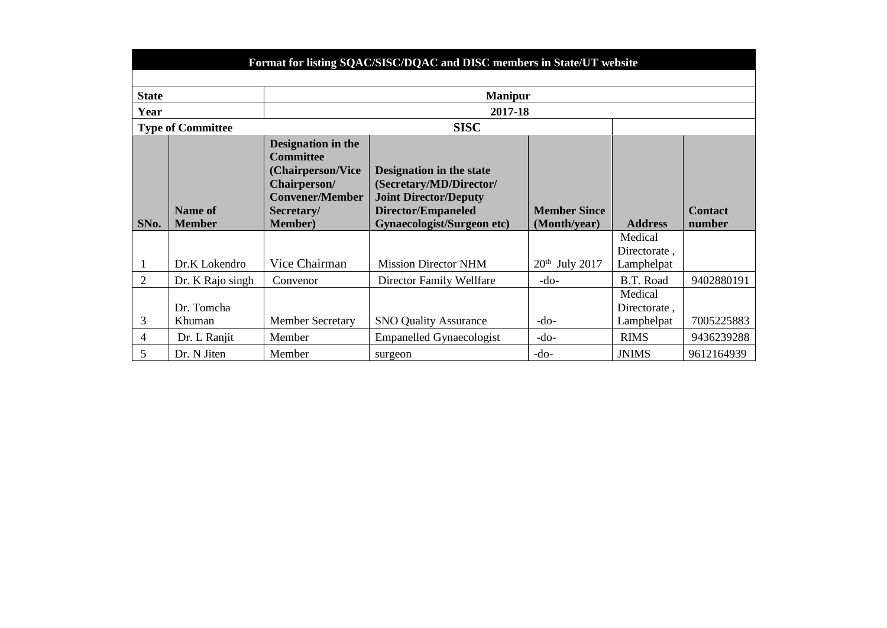| Format for listing SQAC/SISC/DQAC and DISC members in State/UT website | | | | | | |
|---|---|---|---|---|---|---|
| **State** | | **Manipur** | | | | |
| **Year** | | **2017-18** | | | | |
| **Type of Committee** | | **SISC** | | | | |
| **SNo.** | **Name of Member** | **Designation in the Committee (Chairperson/Vice Chairperson/ Convener/Member Secretary/ Member)** | **Designation in the state (Secretary/MD/Director/ Joint Director/Deputy Director/Empaneled Gynaecologist/Surgeon etc)** | **Member Since (Month/year)** | **Address** | **Contact number** |
| 1 | Dr.K Lokendro | Vice Chairman | Mission Director NHM | 20th July 2017 | Medical Directorate , Lamphelpat | |
| 2 | Dr. K Rajo singh | Convenor | Director Family Wellfare | -do- | B.T. Road | 9402880191 |
| 3 | Dr. Tomcha Khuman | Member Secretary | SNO Quality Assurance | -do- | Medical Directorate , Lamphelpat | 7005225883 |
| 4 | Dr. L Ranjit | Member | Empanelled Gynaecologist | -do- | RIMS | 9436239288 |
| 5 | Dr. N Jiten | Member | surgeon | -do- | JNIMS | 9612164939 |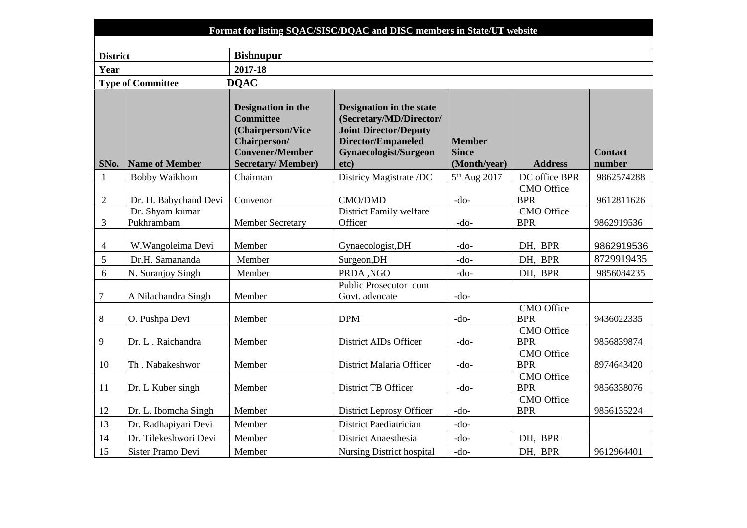**Format for listing SQAC/SISC/DQAC and DISC members in State/UT website**

| | |
|---|---|
| **District** | **Bishnupur** |
| **Year** | **2017-18** |
| **Type of Committee** | **DQAC** |

| SNo. | Name of Member | Designation in the Committee (Chairperson/Vice Chairperson/ Convener/Member Secretary/ Member) | Designation in the state (Secretary/MD/Director/ Joint Director/Deputy Director/Empaneled Gynaecologist/Surgeon etc) | Member Since (Month/year) | Address | Contact number |
|---|---|---|---|---|---|---|
| 1 | Bobby Waikhom | Chairman | Districy Magistrate /DC | 5th Aug 2017 | DC office BPR | 9862574288 |
| 2 | Dr. H. Babychand Devi | Convenor | CMO/DMD | -do- | CMO Office BPR | 9612811626 |
| 3 | Dr. Shyam kumar Pukhrambam | Member Secretary | District Family welfare Officer | -do- | CMO Office BPR | 9862919536 |
| 4 | W.Wangoleima Devi | Member | Gynaecologist,DH | -do- | DH, BPR | 9862919536 |
| 5 | Dr.H. Samananda | Member | Surgeon,DH | -do- | DH, BPR | 8729919435 |
| 6 | N. Suranjoy Singh | Member | PRDA ,NGO | -do- | DH, BPR | 9856084235 |
| 7 | A Nilachandra Singh | Member | Public Prosecutor cum Govt. advocate | -do- | | |
| 8 | O. Pushpa Devi | Member | DPM | -do- | CMO Office BPR | 9436022335 |
| 9 | Dr. L . Raichandra | Member | District AIDs Officer | -do- | CMO Office BPR | 9856839874 |
| 10 | Th . Nabakeshwor | Member | District Malaria Officer | -do- | CMO Office BPR | 8974643420 |
| 11 | Dr. L Kuber singh | Member | District TB Officer | -do- | CMO Office BPR | 9856338076 |
| 12 | Dr. L. Ibomcha Singh | Member | District Leprosy Officer | -do- | CMO Office BPR | 9856135224 |
| 13 | Dr. Radhapiyari Devi | Member | District Paediatrician | -do- | | |
| 14 | Dr. Tilekeshwori Devi | Member | District Anaesthesia | -do- | DH, BPR | |
| 15 | Sister Pramo Devi | Member | Nursing District hospital | -do- | DH, BPR | 9612964401 |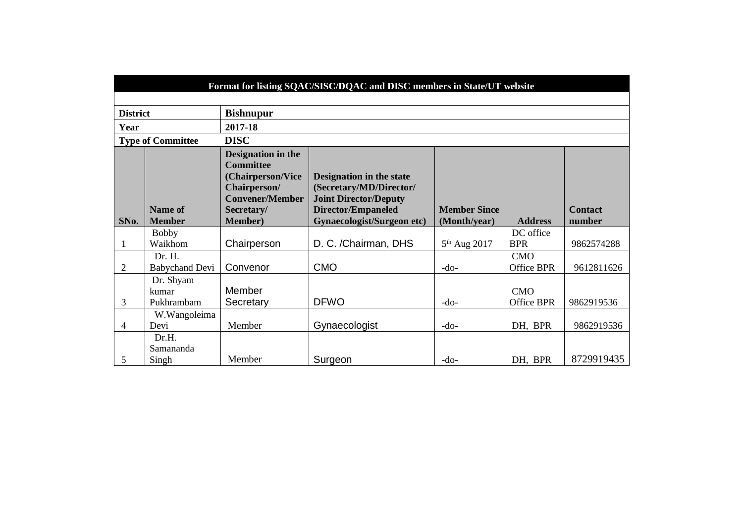| Format for listing SQAC/SISC/DQAC and DISC members in State/UT website | | | | | | |
|---|---|---|---|---|---|---|
| **District** | | **Bishnupur** | | | | |
| **Year** | | **2017-18** | | | | |
| **Type of Committee** | | **DISC** | | | | |
| **SNo.** | **Name of Member** | **Designation in the Committee (Chairperson/Vice Chairperson/ Convener/Member Secretary/ Member)** | **Designation in the state (Secretary/MD/Director/ Joint Director/Deputy Director/Empaneled Gynaecologist/Surgeon etc)** | **Member Since (Month/year)** | **Address** | **Contact number** |
| 1 | Bobby Waikhom | Chairperson | D. C. /Chairman, DHS | 5th Aug 2017 | DC office BPR | 9862574288 |
| 2 | Dr. H. Babychand Devi | Convenor | CMO | -do- | CMO Office BPR | 9612811626 |
| 3 | Dr. Shyam kumar Pukhrambam | Member Secretary | DFWO | -do- | CMO Office BPR | 9862919536 |
| 4 | W.Wangoleima Devi | Member | Gynaecologist | -do- | DH, BPR | 9862919536 |
| 5 | Dr.H. Samananda Singh | Member | Surgeon | -do- | DH, BPR | 8729919435 |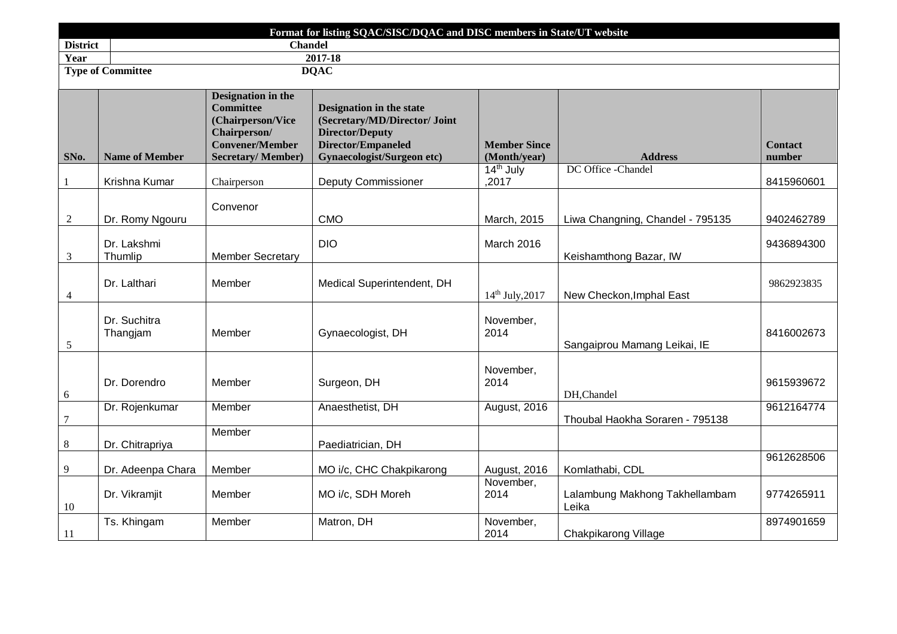**Format for listing SQAC/SISC/DQAC and DISC members in State/UT website**

| District | Chandel |
|---|---|
| Year | 2017-18 |
| Type of Committee | DQAC |

| SNo. | Name of Member | Designation in the Committee (Chairperson/Vice Chairperson/ Convener/Member Secretary/ Member) | Designation in the state (Secretary/MD/Director/ Joint Director/Deputy Director/Empaneled Gynaecologist/Surgeon etc) | Member Since (Month/year) | Address | Contact number |
|---|---|---|---|---|---|---|
| 1 | Krishna Kumar | Chairperson | Deputy Commissioner | 14th July ,2017 | DC Office -Chandel | 8415960601 |
| 2 | Dr. Romy Ngouru | Convenor | CMO | March, 2015 | Liwa Changning, Chandel - 795135 | 9402462789 |
| 3 | Dr. Lakshmi Thumlip | Member Secretary | DIO | March 2016 | Keishamthong Bazar, IW | 9436894300 |
| 4 | Dr. Lalthari | Member | Medical Superintendent, DH | 14th July,2017 | New Checkon,Imphal East | 9862923835 |
| 5 | Dr. Suchitra Thangjam | Member | Gynaecologist, DH | November, 2014 | Sangaiprou Mamang Leikai, IE | 8416002673 |
| 6 | Dr. Dorendro | Member | Surgeon, DH | November, 2014 | DH,Chandel | 9615939672 |
| 7 | Dr. Rojenkumar | Member | Anaesthetist, DH | August, 2016 | Thoubal Haokha Soraren - 795138 | 9612164774 |
| 8 | Dr. Chitrapriya | Member | Paediatrician, DH | | | |
| 9 | Dr. Adeenpa Chara | Member | MO i/c, CHC Chakpikarong | August, 2016 | Komlathabi, CDL | 9612628506 |
| 10 | Dr. Vikramjit | Member | MO i/c, SDH Moreh | November, 2014 | Lalambung Makhong Takhellambam Leika | 9774265911 |
| 11 | Ts. Khingam | Member | Matron, DH | November, 2014 | Chakpikarong Village | 8974901659 |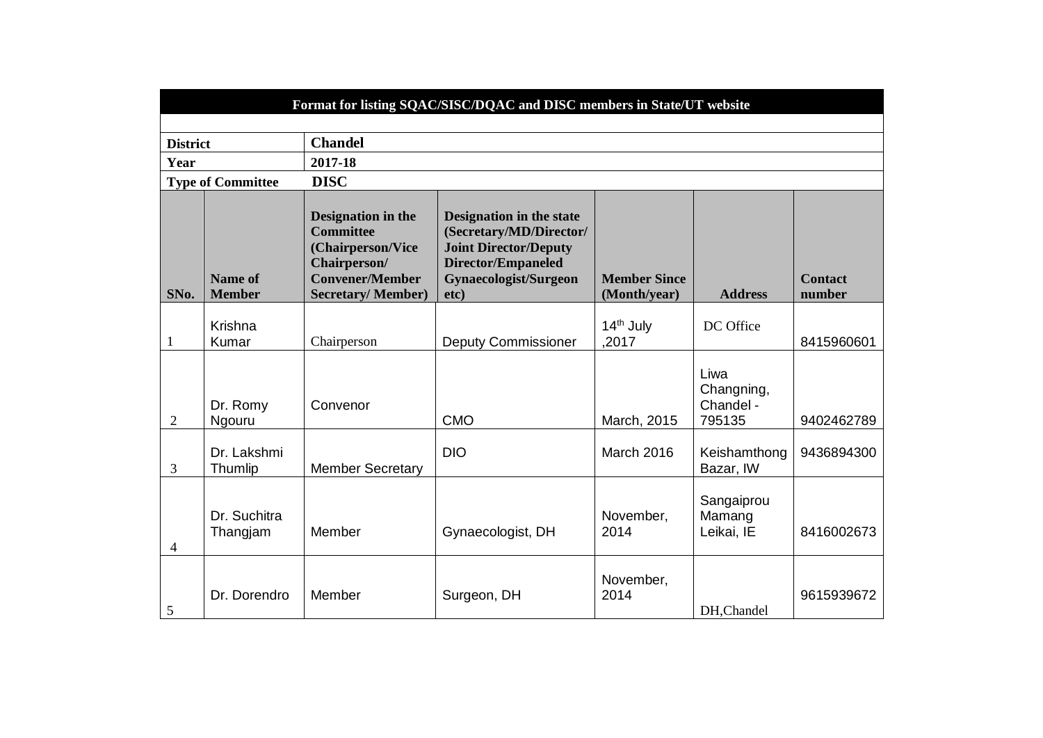**Format for listing SQAC/SISC/DQAC and DISC members in State/UT website**

| | | | | | | |
|---|---|---|---|---|---|---|
| **District** | | **Chandel** | | | | |
| **Year** | | **2017-18** | | | | |
| **Type of Committee** | | **DISC** | | | | |
| **SNo.** | **Name of Member** | **Designation in the Committee (Chairperson/Vice Chairperson/ Convener/Member Secretary/ Member)** | **Designation in the state (Secretary/MD/Director/ Joint Director/Deputy Director/Empaneled Gynaecologist/Surgeon etc)** | **Member Since (Month/year)** | **Address** | **Contact number** |
| 1 | Krishna Kumar | Chairperson | Deputy Commissioner | 14th July ,2017 | DC Office | 8415960601 |
| 2 | Dr. Romy Ngouru | Convenor | CMO | March, 2015 | Liwa Changning, Chandel - 795135 | 9402462789 |
| 3 | Dr. Lakshmi Thumlip | Member Secretary | DIO | March 2016 | Keishamthong Bazar, IW | 9436894300 |
| 4 | Dr. Suchitra Thangjam | Member | Gynaecologist, DH | November, 2014 | Sangaiprou Mamang Leikai, IE | 8416002673 |
| 5 | Dr. Dorendro | Member | Surgeon, DH | November, 2014 | DH,Chandel | 9615939672 |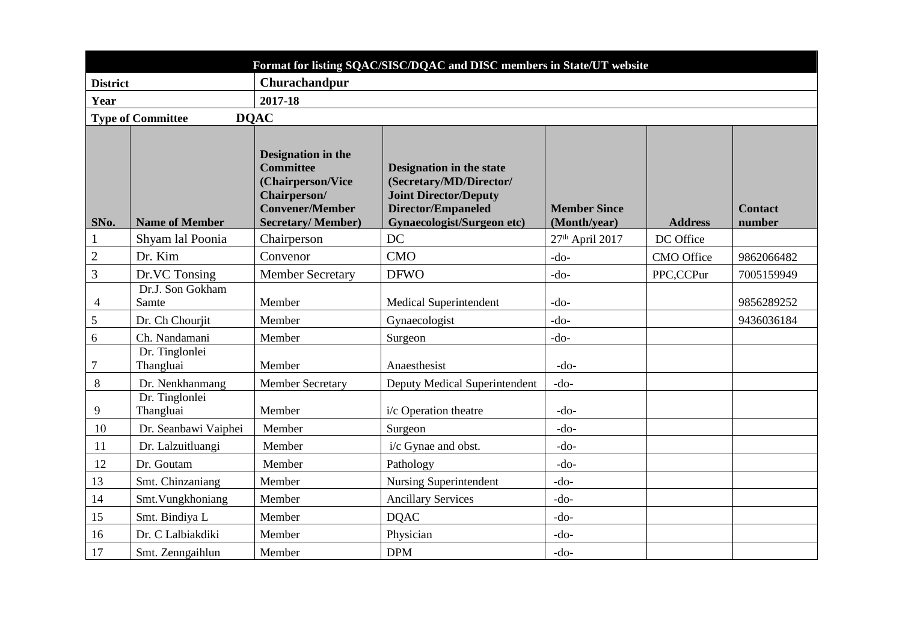| Format for listing SQAC/SISC/DQAC and DISC members in State/UT website | | | | | | |
|---|---|---|---|---|---|---|
| **District** | | **Churachandpur** | | | | |
| **Year** | | **2017-18** | | | | |
| **Type of Committee** | | **DQAC** | | | | |
| **SNo.** | **Name of Member** | **Designation in the Committee (Chairperson/Vice Chairperson/ Convener/Member Secretary/ Member)** | **Designation in the state (Secretary/MD/Director/ Joint Director/Deputy Director/Empaneled Gynaecologist/Surgeon etc)** | **Member Since (Month/year)** | **Address** | **Contact number** |
| 1 | Shyam lal Poonia | Chairperson | DC | 27th April 2017 | DC Office | |
| 2 | Dr. Kim | Convenor | CMO | -do- | CMO Office | 9862066482 |
| 3 | Dr.VC Tonsing | Member Secretary | DFWO | -do- | PPC,CCPur | 7005159949 |
| 4 | Dr.J. Son Gokham Samte | Member | Medical Superintendent | -do- | | 9856289252 |
| 5 | Dr. Ch Chourjit | Member | Gynaecologist | -do- | | 9436036184 |
| 6 | Ch. Nandamani | Member | Surgeon | -do- | | |
| 7 | Dr. Tinglonlei Thangluai | Member | Anaesthesist | -do- | | |
| 8 | Dr. Nenkhanmang | Member Secretary | Deputy Medical Superintendent | -do- | | |
| 9 | Dr. Tinglonlei Thangluai | Member | i/c Operation theatre | -do- | | |
| 10 | Dr. Seanbawi Vaiphei | Member | Surgeon | -do- | | |
| 11 | Dr. Lalzuitluangi | Member | i/c Gynae and obst. | -do- | | |
| 12 | Dr. Goutam | Member | Pathology | -do- | | |
| 13 | Smt. Chinzaniang | Member | Nursing Superintendent | -do- | | |
| 14 | Smt.Vungkhoniang | Member | Ancillary Services | -do- | | |
| 15 | Smt. Bindiya L | Member | DQAC | -do- | | |
| 16 | Dr. C Lalbiakdiki | Member | Physician | -do- | | |
| 17 | Smt. Zenngaihlun | Member | DPM | -do- | | |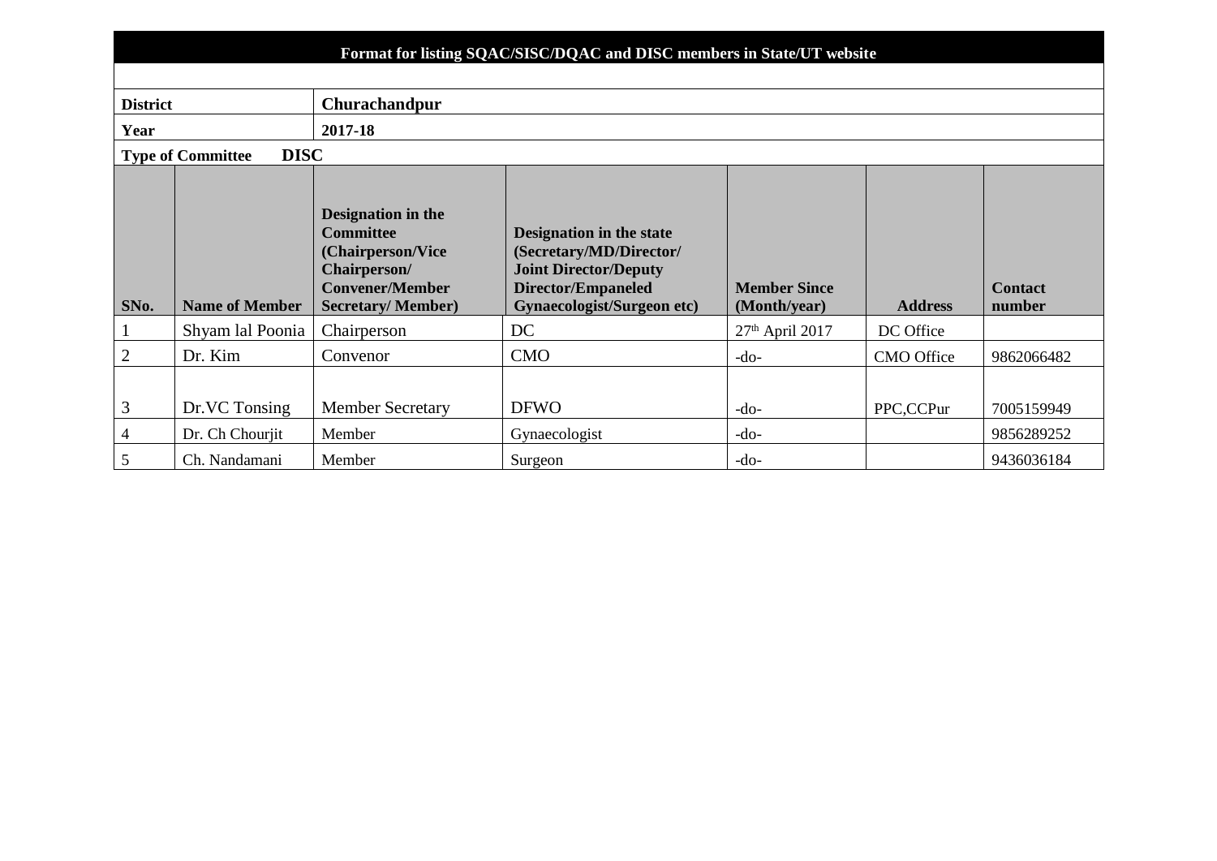**Format for listing SQAC/SISC/DQAC and DISC members in State/UT website**

| | |
|---|---|
| **District** | **Churachandpur** |
| **Year** | **2017-18** |
| **Type of Committee** | **DISC** |

| SNo. | Name of Member | Designation in the Committee (Chairperson/Vice Chairperson/ Convener/Member Secretary/ Member) | Designation in the state (Secretary/MD/Director/ Joint Director/Deputy Director/Empaneled Gynaecologist/Surgeon etc) | Member Since (Month/year) | Address | Contact number |
|---|---|---|---|---|---|---|
| 1 | Shyam lal Poonia | Chairperson | DC | 27th April 2017 | DC Office | |
| 2 | Dr. Kim | Convenor | CMO | -do- | CMO Office | 9862066482 |
| 3 | Dr.VC Tonsing | Member Secretary | DFWO | -do- | PPC,CCPur | 7005159949 |
| 4 | Dr. Ch Chourjit | Member | Gynaecologist | -do- | | 9856289252 |
| 5 | Ch. Nandamani | Member | Surgeon | -do- | | 9436036184 |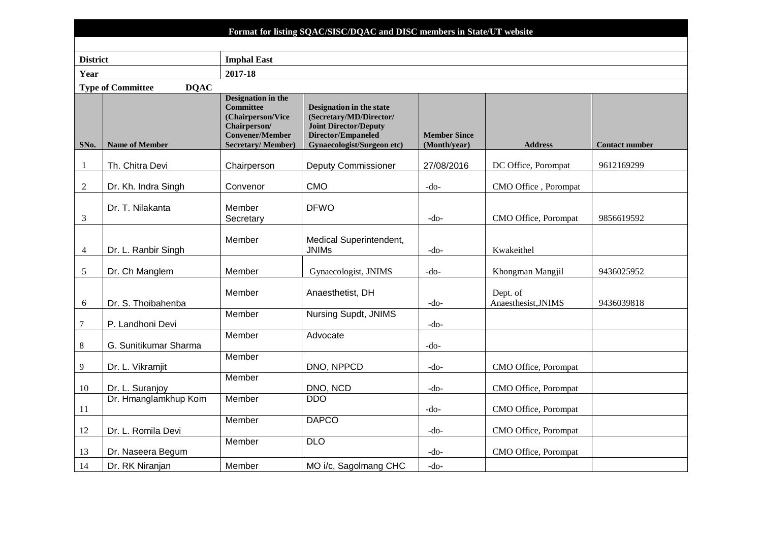**Format for listing SQAC/SISC/DQAC and DISC members in State/UT website**

| | |
|---|---|
| **District** | **Imphal East** |
| **Year** | **2017-18** |
| **Type of Committee** | **DQAC** |

| SNo. | Name of Member | Designation in the Committee (Chairperson/Vice Chairperson/ Convener/Member Secretary/ Member) | Designation in the state (Secretary/MD/Director/ Joint Director/Deputy Director/Empaneled Gynaecologist/Surgeon etc) | Member Since (Month/year) | Address | Contact number |
|---|---|---|---|---|---|---|
| 1 | Th. Chitra Devi | Chairperson | Deputy Commissioner | 27/08/2016 | DC Office, Porompat | 9612169299 |
| 2 | Dr. Kh. Indra Singh | Convenor | CMO | -do- | CMO Office , Porompat | |
| 3 | Dr. T. Nilakanta | Member Secretary | DFWO | -do- | CMO Office, Porompat | 9856619592 |
| 4 | Dr. L. Ranbir Singh | Member | Medical Superintendent, JNIMs | -do- | Kwakeithel | |
| 5 | Dr. Ch Manglem | Member | Gynaecologist, JNIMS | -do- | Khongman Mangjil | 9436025952 |
| 6 | Dr. S. Thoibahenba | Member | Anaesthetist, DH | -do- | Dept. of Anaesthesist,JNIMS | 9436039818 |
| 7 | P. Landhoni Devi | Member | Nursing Supdt, JNIMS | -do- | | |
| 8 | G. Sunitikumar Sharma | Member | Advocate | -do- | | |
| 9 | Dr. L. Vikramjit | Member | DNO, NPPCD | -do- | CMO Office, Porompat | |
| 10 | Dr. L. Suranjoy | Member | DNO, NCD | -do- | CMO Office, Porompat | |
| 11 | Dr. Hmanglamkhup Kom | Member | DDO | -do- | CMO Office, Porompat | |
| 12 | Dr. L. Romila Devi | Member | DAPCO | -do- | CMO Office, Porompat | |
| 13 | Dr. Naseera Begum | Member | DLO | -do- | CMO Office, Porompat | |
| 14 | Dr. RK Niranjan | Member | MO i/c, Sagolmang CHC | -do- | | |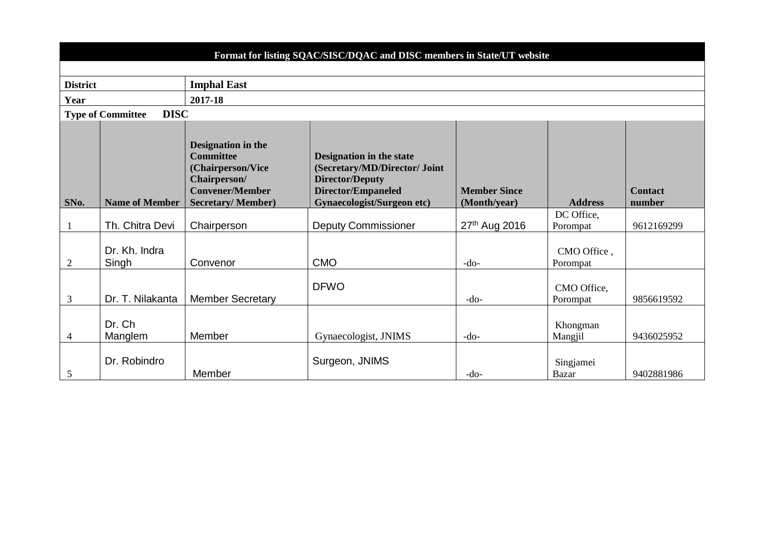**Format for listing SQAC/SISC/DQAC and DISC members in State/UT website**

| **District** | **Imphal East** |
|---|---|
| **Year** | **2017-18** |
| **Type of Committee** | **DISC** |

| SNo. | Name of Member | Designation in the Committee (Chairperson/Vice Chairperson/ Convener/Member Secretary/ Member) | Designation in the state (Secretary/MD/Director/ Joint Director/Deputy Director/Empaneled Gynaecologist/Surgeon etc) | Member Since (Month/year) | Address | Contact number |
|---|---|---|---|---|---|---|
| 1 | Th. Chitra Devi | Chairperson | Deputy Commissioner | 27th Aug 2016 | DC Office, Porompat | 9612169299 |
| 2 | Dr. Kh. Indra Singh | Convenor | CMO | -do- | CMO Office , Porompat | |
| 3 | Dr. T. Nilakanta | Member Secretary | DFWO | -do- | CMO Office, Porompat | 9856619592 |
| 4 | Dr. Ch Manglem | Member | Gynaecologist, JNIMS | -do- | Khongman Mangjil | 9436025952 |
| 5 | Dr. Robindro | Member | Surgeon, JNIMS | -do- | Singjamei Bazar | 9402881986 |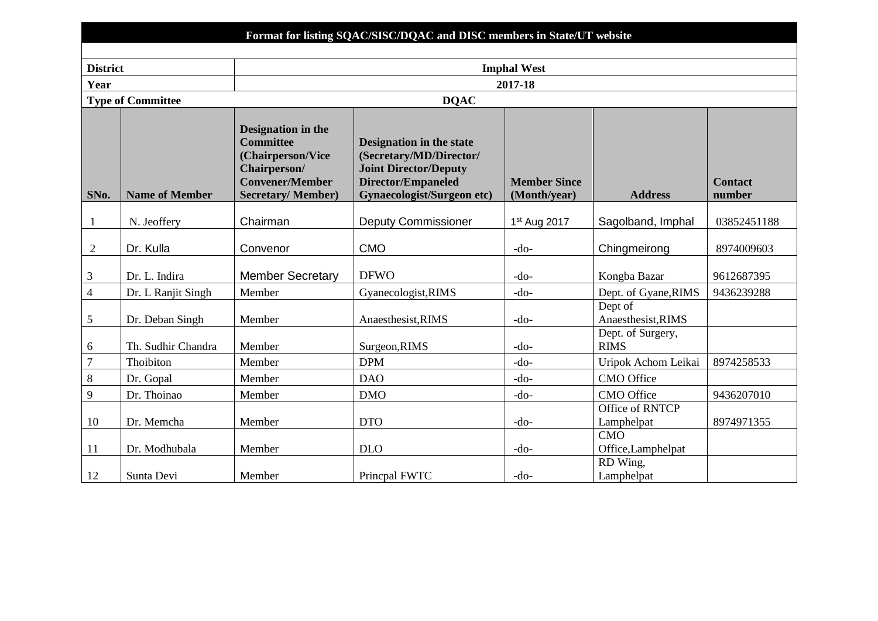**Format for listing SQAC/SISC/DQAC and DISC members in State/UT website**

| | | | | | | |
|---|---|---|---|---|---|---|
| **District** | | **Imphal West** | | | | |
| **Year** | | **2017-18** | | | | |
| **Type of Committee** | | **DQAC** | | | | |
| **SNo.** | **Name of Member** | **Designation in the Committee (Chairperson/Vice Chairperson/ Convener/Member Secretary/ Member)** | **Designation in the state (Secretary/MD/Director/ Joint Director/Deputy Director/Empaneled Gynaecologist/Surgeon etc)** | **Member Since (Month/year)** | **Address** | **Contact number** |
| 1 | N. Jeoffery | Chairman | Deputy Commissioner | 1st Aug 2017 | Sagolband, Imphal | 03852451188 |
| 2 | Dr. Kulla | Convenor | CMO | -do- | Chingmeirong | 8974009603 |
| 3 | Dr. L. Indira | Member Secretary | DFWO | -do- | Kongba Bazar | 9612687395 |
| 4 | Dr. L Ranjit Singh | Member | Gyanecologist,RIMS | -do- | Dept. of Gyane,RIMS | 9436239288 |
| 5 | Dr. Deban Singh | Member | Anaesthesist,RIMS | -do- | Dept of Anaesthesist,RIMS | |
| 6 | Th. Sudhir Chandra | Member | Surgeon,RIMS | -do- | Dept. of Surgery, RIMS | |
| 7 | Thoibiton | Member | DPM | -do- | Uripok Achom Leikai | 8974258533 |
| 8 | Dr. Gopal | Member | DAO | -do- | CMO Office | |
| 9 | Dr. Thoinao | Member | DMO | -do- | CMO Office | 9436207010 |
| 10 | Dr. Memcha | Member | DTO | -do- | Office of RNTCP Lamphelpat | 8974971355 |
| 11 | Dr. Modhubala | Member | DLO | -do- | CMO Office,Lamphelpat | |
| 12 | Sunta Devi | Member | Princpal FWTC | -do- | RD Wing, Lamphelpat | |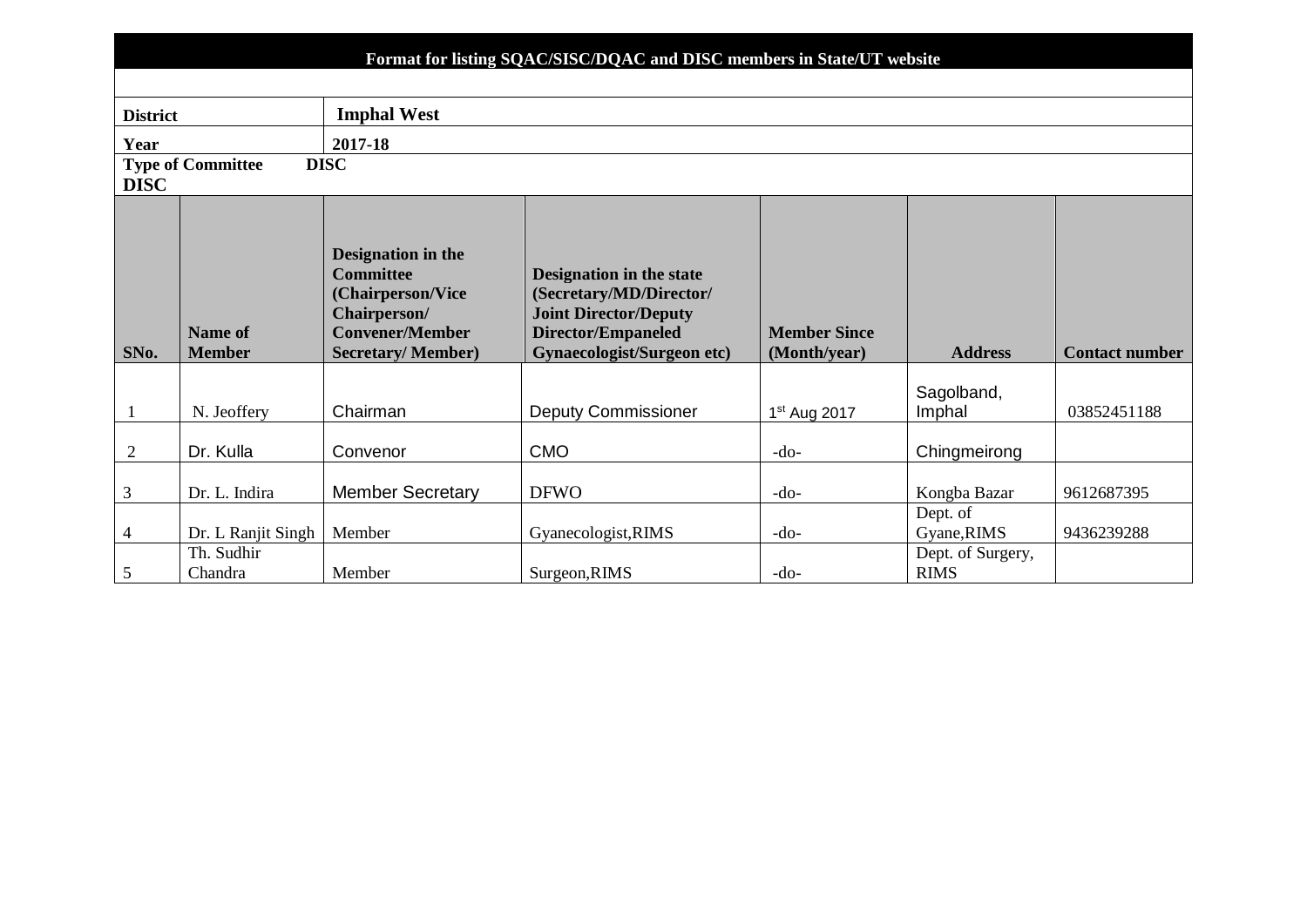**Format for listing SQAC/SISC/DQAC and DISC members in State/UT website**

| | |
|---|---|
| **District** | **Imphal West** |
| **Year** | **2017-18** |
| **Type of Committee DISC** | **DISC** |

| SNo. | Name of Member | Designation in the Committee (Chairperson/Vice Chairperson/ Convener/Member Secretary/ Member) | Designation in the state (Secretary/MD/Director/ Joint Director/Deputy Director/Empaneled Gynaecologist/Surgeon etc) | Member Since (Month/year) | Address | Contact number |
|---|---|---|---|---|---|---|
| 1 | N. Jeoffery | Chairman | Deputy Commissioner | 1st Aug 2017 | Sagolband, Imphal | 03852451188 |
| 2 | Dr. Kulla | Convenor | CMO | -do- | Chingmeirong | |
| 3 | Dr. L. Indira | Member Secretary | DFWO | -do- | Kongba Bazar | 9612687395 |
| 4 | Dr. L Ranjit Singh | Member | Gyanecologist,RIMS | -do- | Dept. of Gyane,RIMS | 9436239288 |
| 5 | Th. Sudhir Chandra | Member | Surgeon,RIMS | -do- | Dept. of Surgery, RIMS | |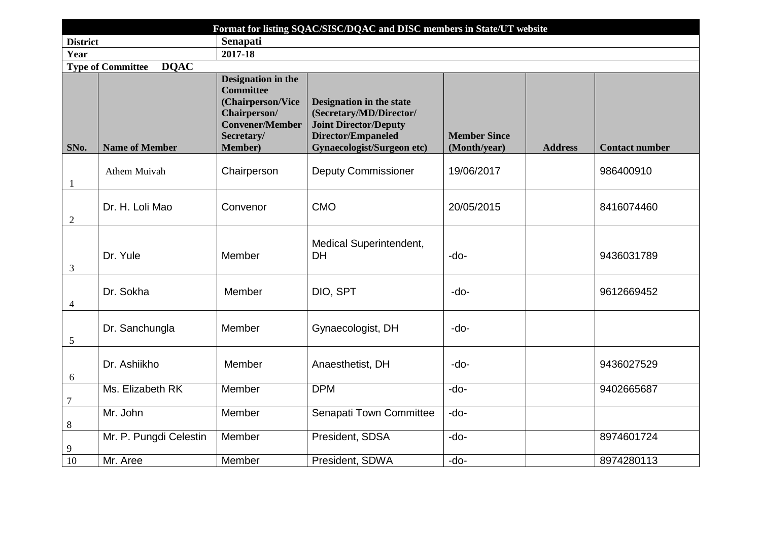| Format for listing SQAC/SISC/DQAC and DISC members in State/UT website | | | | | | |
|---|---|---|---|---|---|---|
| **District** | | **Senapati** | | | | |
| **Year** | | **2017-18** | | | | |
| **Type of Committee** | **DQAC** | | | | | |
| **SNo.** | **Name of Member** | **Designation in the Committee (Chairperson/Vice Chairperson/ Convener/Member Secretary/ Member)** | **Designation in the state (Secretary/MD/Director/ Joint Director/Deputy Director/Empaneled Gynaecologist/Surgeon etc)** | **Member Since (Month/year)** | **Address** | **Contact number** |
| 1 | Athem Muivah | Chairperson | Deputy Commissioner | 19/06/2017 | | 986400910 |
| 2 | Dr. H. Loli Mao | Convenor | CMO | 20/05/2015 | | 8416074460 |
| 3 | Dr. Yule | Member | Medical Superintendent, DH | -do- | | 9436031789 |
| 4 | Dr. Sokha | Member | DIO, SPT | -do- | | 9612669452 |
| 5 | Dr. Sanchungla | Member | Gynaecologist, DH | -do- | | |
| 6 | Dr. Ashiikho | Member | Anaesthetist, DH | -do- | | 9436027529 |
| 7 | Ms. Elizabeth RK | Member | DPM | -do- | | 9402665687 |
| 8 | Mr. John | Member | Senapati Town Committee | -do- | | |
| 9 | Mr. P. Pungdi Celestin | Member | President, SDSA | -do- | | 8974601724 |
| 10 | Mr. Aree | Member | President, SDWA | -do- | | 8974280113 |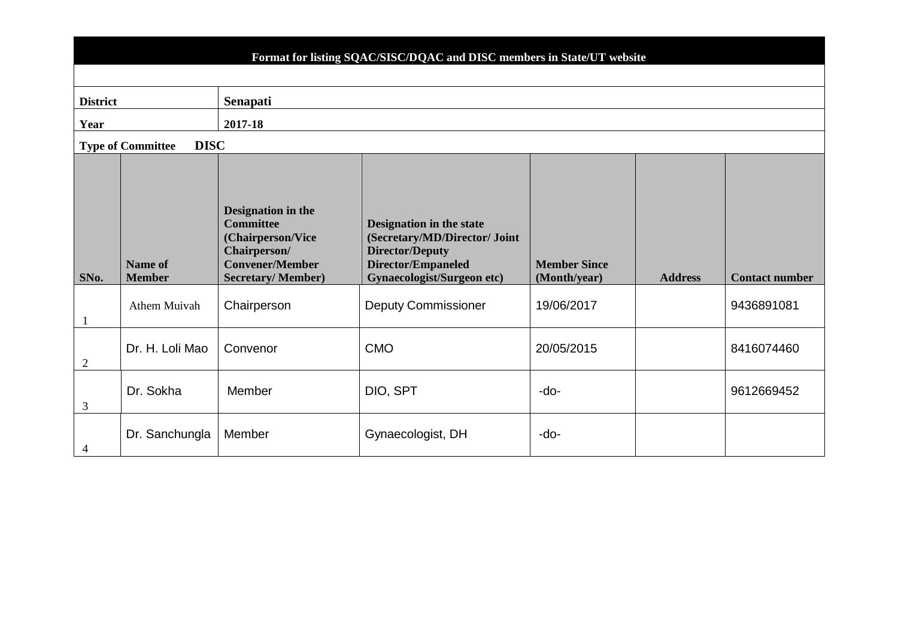**Format for listing SQAC/SISC/DQAC and DISC members in State/UT website**

| | |
|---|---|
| **District** | **Senapati** |
| **Year** | **2017-18** |
| **Type of Committee** | **DISC** |

| SNo. | Name of Member | Designation in the Committee (Chairperson/Vice Chairperson/ Convener/Member Secretary/ Member) | Designation in the state (Secretary/MD/Director/ Joint Director/Deputy Director/Empaneled Gynaecologist/Surgeon etc) | Member Since (Month/year) | Address | Contact number |
|---|---|---|---|---|---|---|
| 1 | Athem Muivah | Chairperson | Deputy Commissioner | 19/06/2017 | | 9436891081 |
| 2 | Dr. H. Loli Mao | Convenor | CMO | 20/05/2015 | | 8416074460 |
| 3 | Dr. Sokha | Member | DIO, SPT | -do- | | 9612669452 |
| 4 | Dr. Sanchungla | Member | Gynaecologist, DH | -do- | | |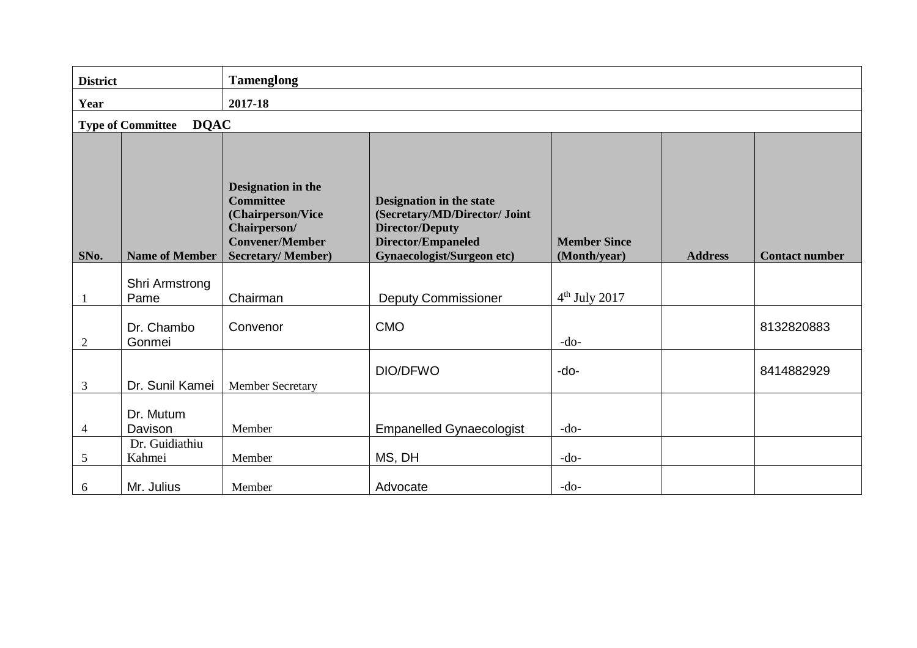| **District** | | **Tamenglong** | | | | |
|---|---|---|---|---|---|---|
| **Year** | | **2017-18** | | | | |
| **Type of Committee DQAC** | | | | | | |
| **SNo.** | **Name of Member** | **Designation in the Committee (Chairperson/Vice Chairperson/ Convener/Member Secretary/ Member)** | **Designation in the state (Secretary/MD/Director/ Joint Director/Deputy Director/Empaneled Gynaecologist/Surgeon etc)** | **Member Since (Month/year)** | **Address** | **Contact number** |
| 1 | Shri Armstrong Pame | Chairman | Deputy Commissioner | 4th July 2017 | | |
| 2 | Dr. Chambo Gonmei | Convenor | CMO | -do- | | 8132820883 |
| 3 | Dr. Sunil Kamei | Member Secretary | DIO/DFWO | -do- | | 8414882929 |
| 4 | Dr. Mutum Davison | Member | Empanelled Gynaecologist | -do- | | |
| 5 | Dr. Guidiathiu Kahmei | Member | MS, DH | -do- | | |
| 6 | Mr. Julius | Member | Advocate | -do- | | |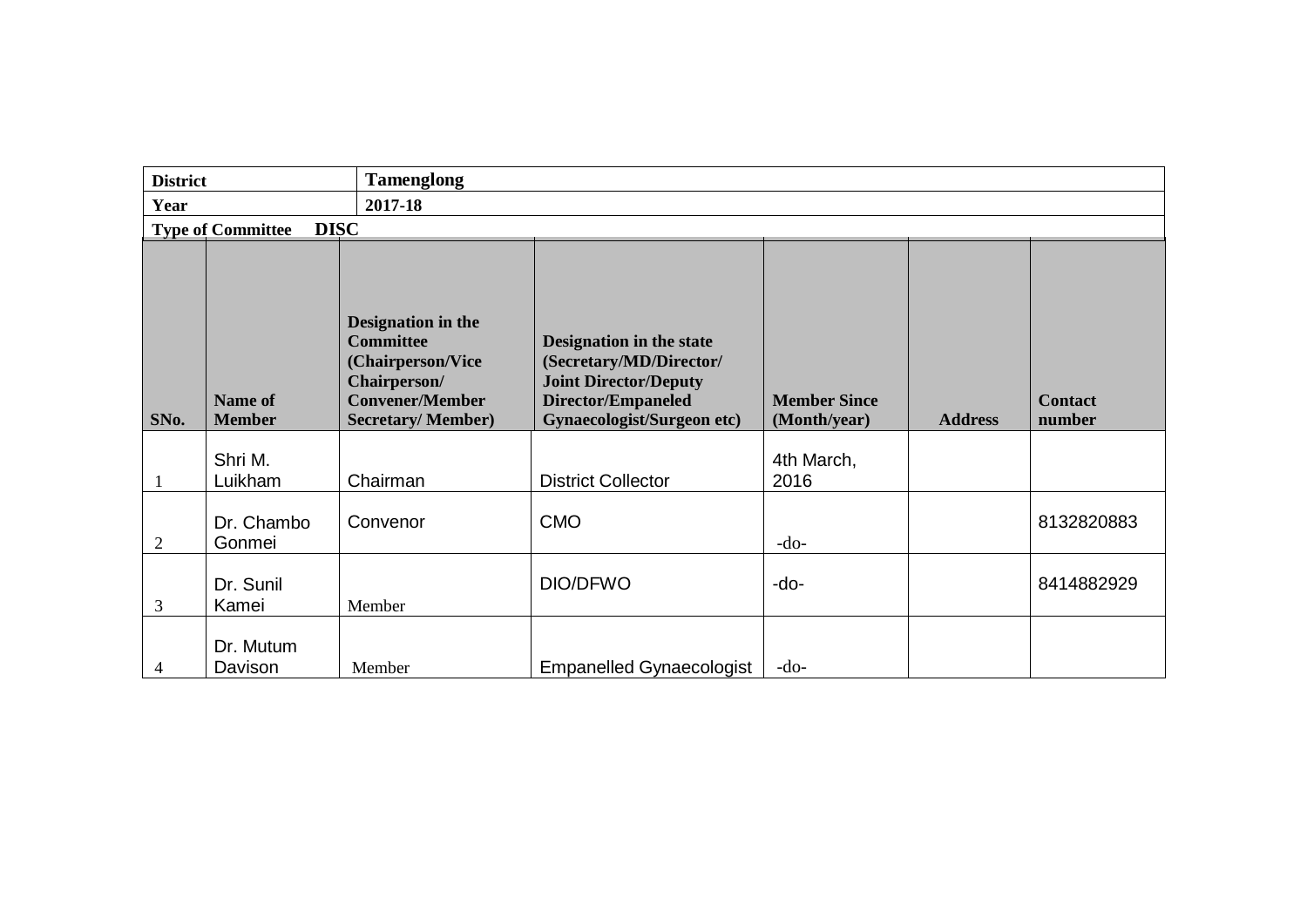| District | Tamenglong | | | | | |
|---|---|---|---|---|---|---|
| Year | 2017-18 | | | | | |
| Type of Committee DISC | | | | | | |

| SNo. | Name of Member | Designation in the Committee (Chairperson/Vice Chairperson/ Convener/Member Secretary/ Member) | Designation in the state (Secretary/MD/Director/ Joint Director/Deputy Director/Empaneled Gynaecologist/Surgeon etc) | Member Since (Month/year) | Address | Contact number |
|---|---|---|---|---|---|---|
| 1 | Shri M. Luikham | Chairman | District Collector | 4th March, 2016 | | |
| 2 | Dr. Chambo Gonmei | Convenor | CMO | -do- | | 8132820883 |
| 3 | Dr. Sunil Kamei | Member | DIO/DFWO | -do- | | 8414882929 |
| 4 | Dr. Mutum Davison | Member | Empanelled Gynaecologist | -do- | | |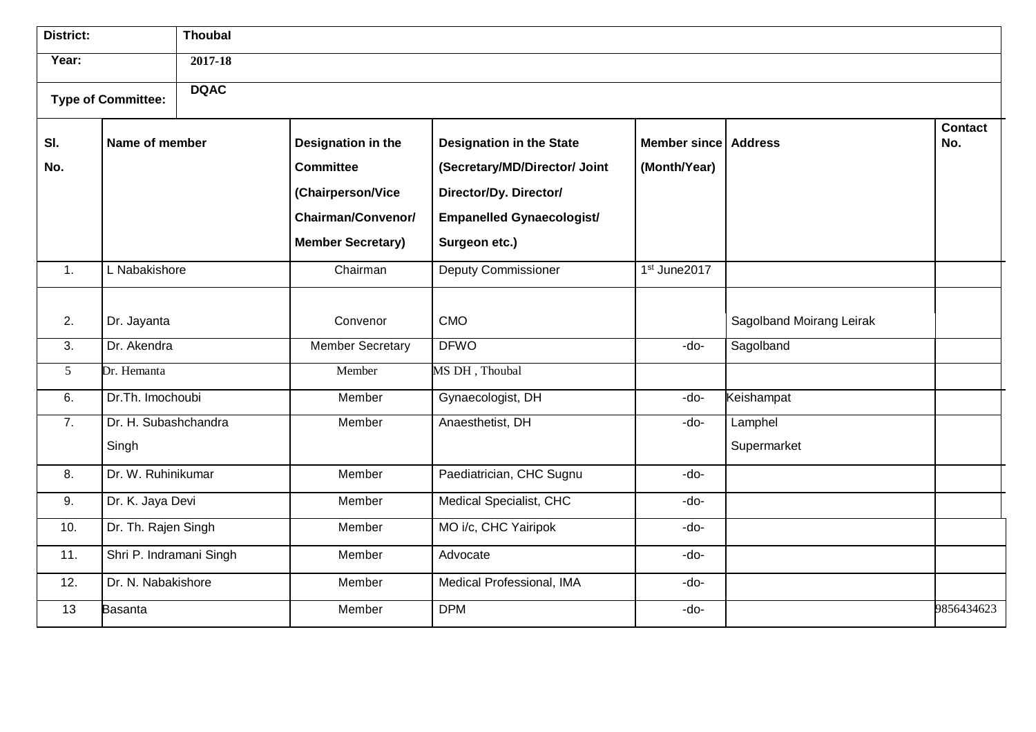| District: | Thoubal |
|---|---|
| Year: | 2017-18 |
| Type of Committee: | DQAC |

| Sl. No. | Name of member | Designation in the Committee (Chairperson/Vice Chairman/Convenor/ Member Secretary) | Designation in the State (Secretary/MD/Director/ Joint Director/Dy. Director/ Empanelled Gynaecologist/ Surgeon etc.) | Member since (Month/Year) | Address | Contact No. |
|---|---|---|---|---|---|---|
| 1. | L Nabakishore | Chairman | Deputy Commissioner | 1st June2017 | | |
| 2. | Dr. Jayanta | Convenor | CMO | | Sagolband Moirang Leirak | |
| 3. | Dr. Akendra | Member Secretary | DFWO | -do- | Sagolband | |
| 5 | Dr. Hemanta | Member | MS DH , Thoubal | | | |
| 6. | Dr.Th. Imochoubi | Member | Gynaecologist, DH | -do- | Keishampat | |
| 7. | Dr. H. Subashchandra Singh | Member | Anaesthetist, DH | -do- | Lamphel Supermarket | |
| 8. | Dr. W. Ruhinikumar | Member | Paediatrician, CHC Sugnu | -do- | | |
| 9. | Dr. K. Jaya Devi | Member | Medical Specialist, CHC | -do- | | |
| 10. | Dr. Th. Rajen Singh | Member | MO i/c, CHC Yairipok | -do- | | |
| 11. | Shri P. Indramani Singh | Member | Advocate | -do- | | |
| 12. | Dr. N. Nabakishore | Member | Medical Professional, IMA | -do- | | |
| 13 | Basanta | Member | DPM | -do- | | 9856434623 |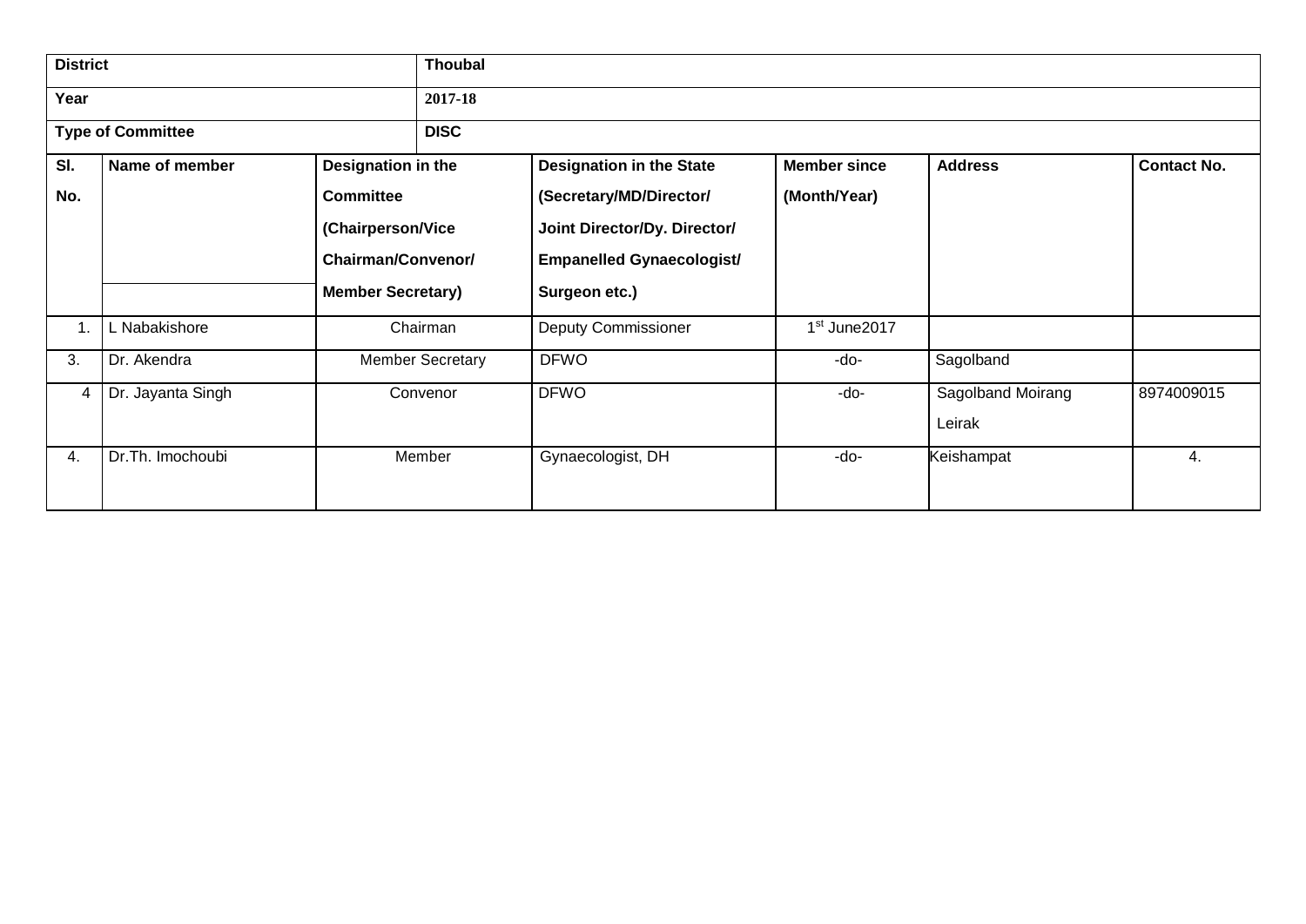| District | Thoubal | | | | | |
|---|---|---|---|---|---|---|
| Year | 2017-18 | | | | | |
| Type of Committee | DISC | | | | | |
| Sl. No. | Name of member | Designation in the Committee (Chairperson/Vice Chairman/Convenor/ Member Secretary) | Designation in the State (Secretary/MD/Director/ Joint Director/Dy. Director/ Empanelled Gynaecologist/ Surgeon etc.) | Member since (Month/Year) | Address | Contact No. |
| 1. | L Nabakishore | Chairman | Deputy Commissioner | 1st June2017 | | |
| 3. | Dr. Akendra | Member Secretary | DFWO | -do- | Sagolband | |
| 4 | Dr. Jayanta Singh | Convenor | DFWO | -do- | Sagolband Moirang Leirak | 8974009015 |
| 4. | Dr.Th. Imochoubi | Member | Gynaecologist, DH | -do- | Keishampat | 4. |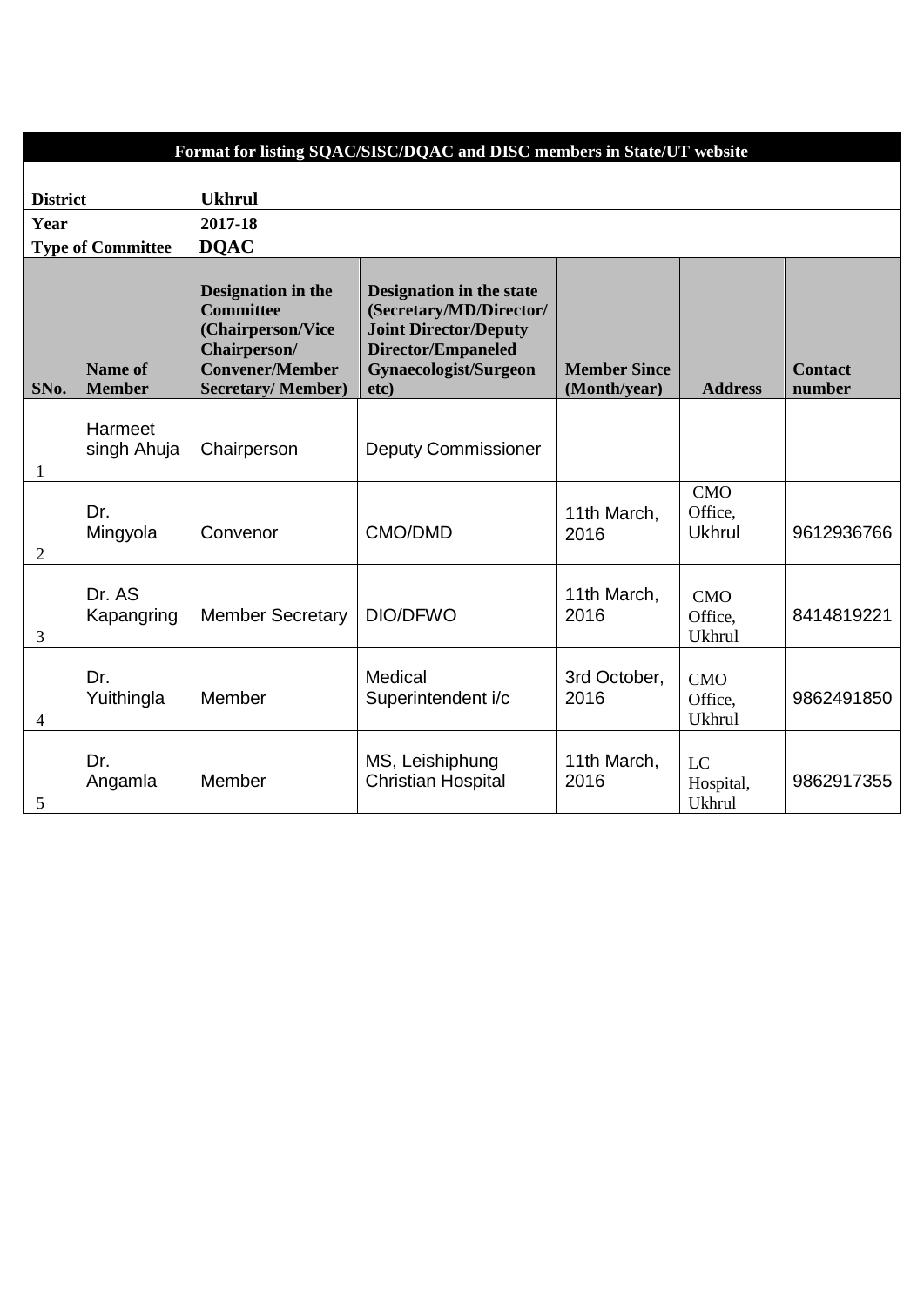**Format for listing SQAC/SISC/DQAC and DISC members in State/UT website**

| | |
|---|---|
| **District** | **Ukhrul** |
| **Year** | **2017-18** |
| **Type of Committee** | **DQAC** |

| SNo. | Name of Member | Designation in the Committee (Chairperson/Vice Chairperson/ Convener/Member Secretary/ Member) | Designation in the state (Secretary/MD/Director/ Joint Director/Deputy Director/Empaneled Gynaecologist/Surgeon etc) | Member Since (Month/year) | Address | Contact number |
|---|---|---|---|---|---|---|
| 1 | Harmeet singh Ahuja | Chairperson | Deputy Commissioner | | | |
| 2 | Dr. Mingyola | Convenor | CMO/DMD | 11th March, 2016 | CMO Office, Ukhrul | 9612936766 |
| 3 | Dr. AS Kapangring | Member Secretary | DIO/DFWO | 11th March, 2016 | CMO Office, Ukhrul | 8414819221 |
| 4 | Dr. Yuithingla | Member | Medical Superintendent i/c | 3rd October, 2016 | CMO Office, Ukhrul | 9862491850 |
| 5 | Dr. Angamla | Member | MS, Leishiphung Christian Hospital | 11th March, 2016 | LC Hospital, Ukhrul | 9862917355 |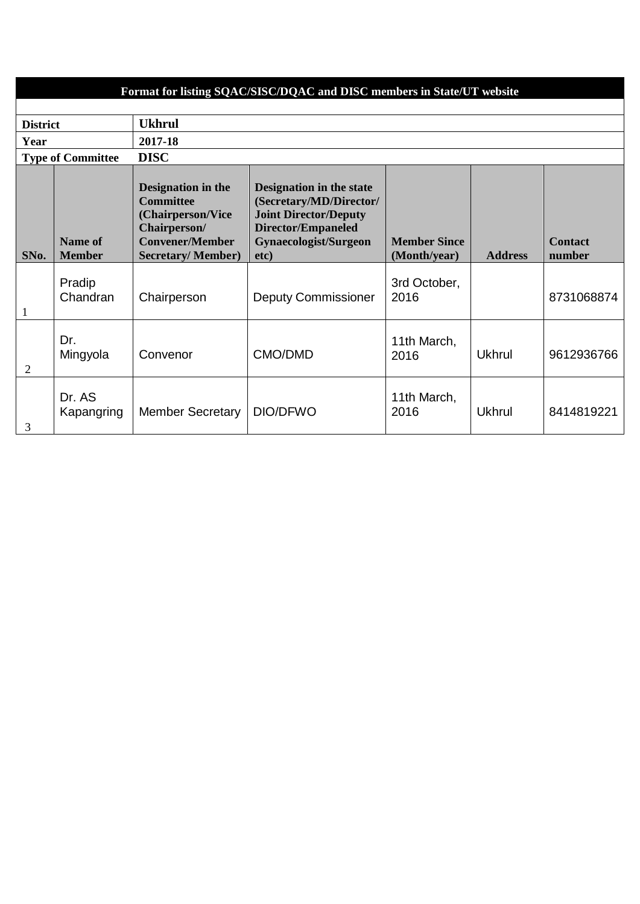| Format for listing SQAC/SISC/DQAC and DISC members in State/UT website | | | | | | |
|---|---|---|---|---|---|---|
| **District** | | **Ukhrul** | | | | |
| **Year** | | **2017-18** | | | | |
| **Type of Committee** | | **DISC** | | | | |
| **SNo.** | **Name of Member** | **Designation in the Committee (Chairperson/Vice Chairperson/ Convener/Member Secretary/ Member)** | **Designation in the state (Secretary/MD/Director/ Joint Director/Deputy Director/Empaneled Gynaecologist/Surgeon etc)** | **Member Since (Month/year)** | **Address** | **Contact number** |
| 1 | Pradip Chandran | Chairperson | Deputy Commissioner | 3rd October, 2016 | | 8731068874 |
| 2 | Dr. Mingyola | Convenor | CMO/DMD | 11th March, 2016 | Ukhrul | 9612936766 |
| 3 | Dr. AS Kapangring | Member Secretary | DIO/DFWO | 11th March, 2016 | Ukhrul | 8414819221 |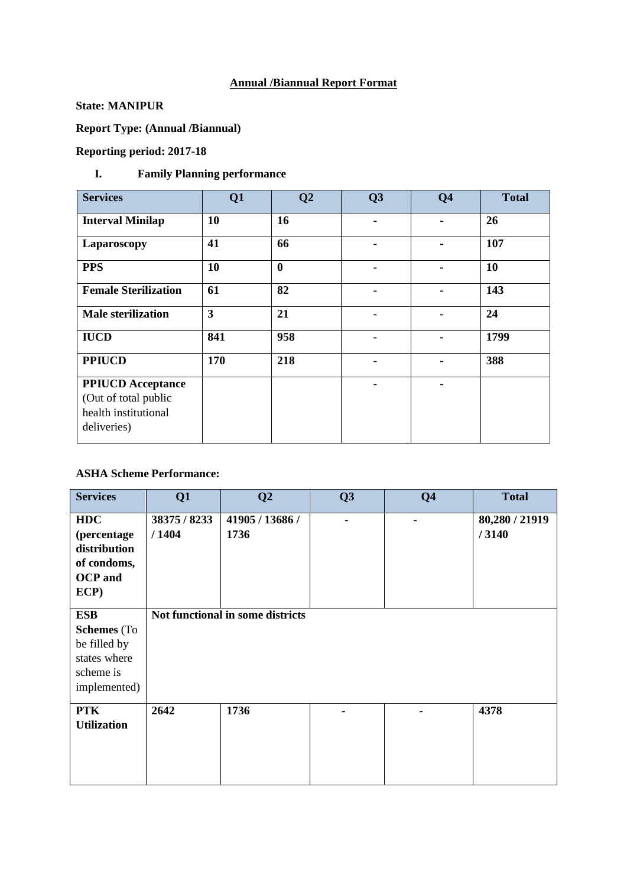**Annual /Biannual Report Format**

**State: MANIPUR**

**Report Type: (Annual /Biannual)**

**Reporting period: 2017-18**

**I. Family Planning performance**

| Services | Q1 | Q2 | Q3 | Q4 | Total |
|---|---|---|---|---|---|
| **Interval Minilap** | **10** | **16** | - | - | **26** |
| **Laparoscopy** | **41** | **66** | - | - | **107** |
| **PPS** | **10** | **0** | - | - | **10** |
| **Female Sterilization** | **61** | **82** | - | - | **143** |
| **Male sterilization** | **3** | **21** | - | - | **24** |
| **IUCD** | **841** | **958** | - | - | **1799** |
| **PPIUCD** | **170** | **218** | - | - | **388** |
| **PPIUCD Acceptance** (Out of total public health institutional deliveries) | | | - | - | |

**ASHA Scheme Performance:**

| Services | Q1 | Q2 | Q3 | Q4 | Total |
|---|---|---|---|---|---|
| **HDC (percentage distribution of condoms, OCP and ECP)** | **38375 / 8233 / 1404** | **41905 / 13686 / 1736** | - | - | **80,280 / 21919 / 3140** |
| **ESB Schemes** (To be filled by states where scheme is implemented) | **Not functional in some districts** | | | | |
| **PTK Utilization** | **2642** | **1736** | - | - | **4378** |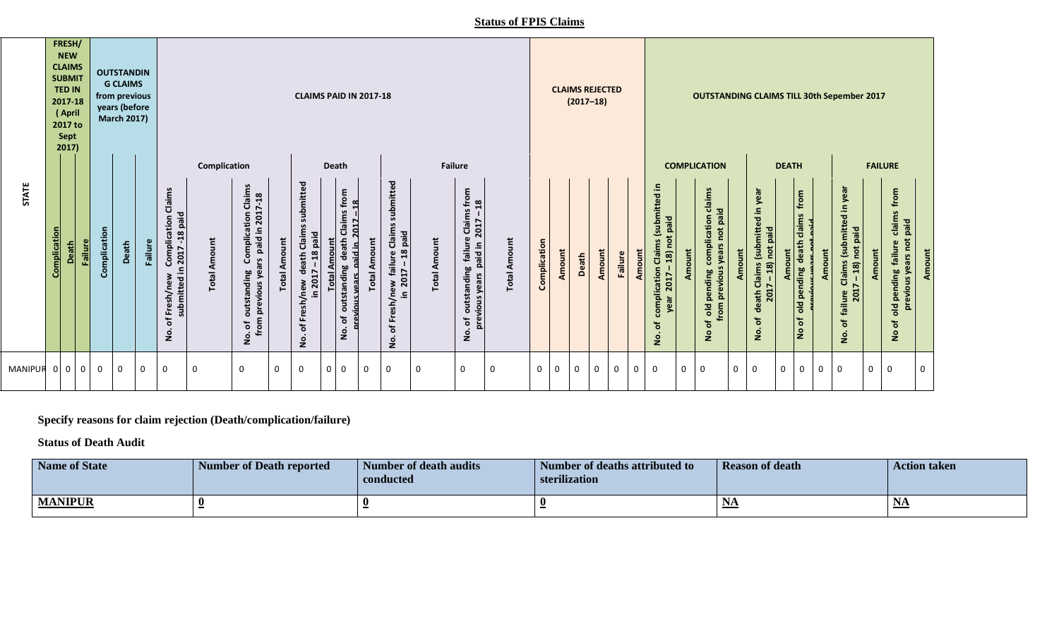## Status of FPIS Claims

| STATE | FRESH/ NEW CLAIMS SUBMITTED IN 2017-18 (April 2017 to Sept 2017) | | | OUTSTANDING CLAIMS from previous years (before March 2017) | | | CLAIMS PAID IN 2017-18 | | | | | | | | | | | | CLAIMS REJECTED (2017–18) | | | | | | OUTSTANDING CLAIMS TILL 30th Sepember 2017 | | | | | | | | | | | |
|---|---|---|---|---|---|---|---|---|---|---|---|---|---|---|---|---|---|---|---|---|---|---|---|---|---|---|---|---|---|---|---|---|---|---|---|---|
| | | | | | | | Complication | | | | Death | | | | Failure | | | | | | | | | | COMPLICATION | | | | DEATH | | | | FAILURE | | | |
| | Complication | Death | Failure | Complication | Death | Failure | No. of Fresh/new Complication Claims submitted in 2017 -18 paid | Total Amount | No. of outstanding Complication Claims from previous years paid in 2017-18 | Total Amount | No. of Fresh/new death Claims submitted in 2017 – 18 paid | Total Amount | No. of outstanding death Claims from previous years paid in 2017 – 18 | Total Amount | No. of Fresh/new failure Claims submitted in 2017 – 18 paid | Total Amount | No. of outstanding failure Claims from previous years paid in 2017 – 18 | Total Amount | Complication | Amount | Death | Amount | Failure | Amount | No. of complication Claims (submitted in year 2017 – 18) not paid | Amount | No of old pending complication claims from previous years not paid | Amount | No. of death Claims (submitted in year 2017 – 18) not paid | Amount | No of old pending death claims from previous years not paid | Amount | No. of failure Claims (submitted in year 2017 – 18) not paid | Amount | No of old pending failure claims from previous years not paid | Amount |
| MANIPUR | 0 | 0 | 0 | 0 | 0 | 0 | 0 | 0 | 0 | 0 | 0 | 0 | 0 | 0 | 0 | 0 | 0 | 0 | 0 | 0 | 0 | 0 | 0 | 0 | 0 | 0 | 0 | 0 | 0 | 0 | 0 | 0 | 0 | 0 | 0 | 0 |

**Specify reasons for claim rejection (Death/complication/failure)**

**Status of Death Audit**

| Name of State | Number of Death reported | Number of death audits conducted | Number of deaths attributed to sterilization | Reason of death | Action taken |
|---|---|---|---|---|---|
| **MANIPUR** | **0** | **0** | **0** | **NA** | **NA** |